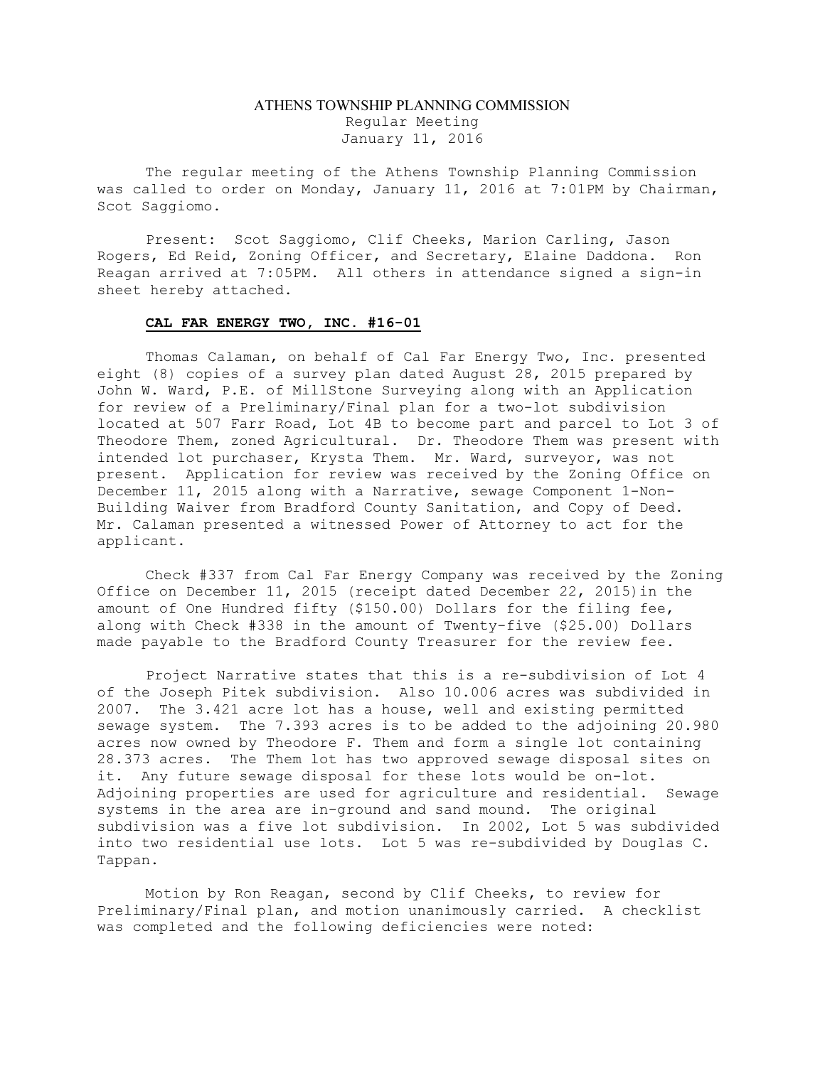ATHENS TOWNSHIP PLANNING COMMISSION
Regular Meeting
January 11, 2016

The regular meeting of the Athens Township Planning Commission was called to order on Monday, January 11, 2016 at 7:01PM by Chairman, Scot Saggiomo.

Present: Scot Saggiomo, Clif Cheeks, Marion Carling, Jason Rogers, Ed Reid, Zoning Officer, and Secretary, Elaine Daddona. Ron Reagan arrived at 7:05PM. All others in attendance signed a sign-in sheet hereby attached.

**CAL FAR ENERGY TWO, INC. #16-01**

Thomas Calaman, on behalf of Cal Far Energy Two, Inc. presented eight (8) copies of a survey plan dated August 28, 2015 prepared by John W. Ward, P.E. of MillStone Surveying along with an Application for review of a Preliminary/Final plan for a two-lot subdivision located at 507 Farr Road, Lot 4B to become part and parcel to Lot 3 of Theodore Them, zoned Agricultural. Dr. Theodore Them was present with intended lot purchaser, Krysta Them. Mr. Ward, surveyor, was not present. Application for review was received by the Zoning Office on December 11, 2015 along with a Narrative, sewage Component 1-Non-Building Waiver from Bradford County Sanitation, and Copy of Deed. Mr. Calaman presented a witnessed Power of Attorney to act for the applicant.

Check #337 from Cal Far Energy Company was received by the Zoning Office on December 11, 2015 (receipt dated December 22, 2015)in the amount of One Hundred fifty ($150.00) Dollars for the filing fee, along with Check #338 in the amount of Twenty-five ($25.00) Dollars made payable to the Bradford County Treasurer for the review fee.

Project Narrative states that this is a re-subdivision of Lot 4 of the Joseph Pitek subdivision. Also 10.006 acres was subdivided in 2007. The 3.421 acre lot has a house, well and existing permitted sewage system. The 7.393 acres is to be added to the adjoining 20.980 acres now owned by Theodore F. Them and form a single lot containing 28.373 acres. The Them lot has two approved sewage disposal sites on it. Any future sewage disposal for these lots would be on-lot. Adjoining properties are used for agriculture and residential. Sewage systems in the area are in-ground and sand mound. The original subdivision was a five lot subdivision. In 2002, Lot 5 was subdivided into two residential use lots. Lot 5 was re-subdivided by Douglas C. Tappan.

Motion by Ron Reagan, second by Clif Cheeks, to review for Preliminary/Final plan, and motion unanimously carried. A checklist was completed and the following deficiencies were noted: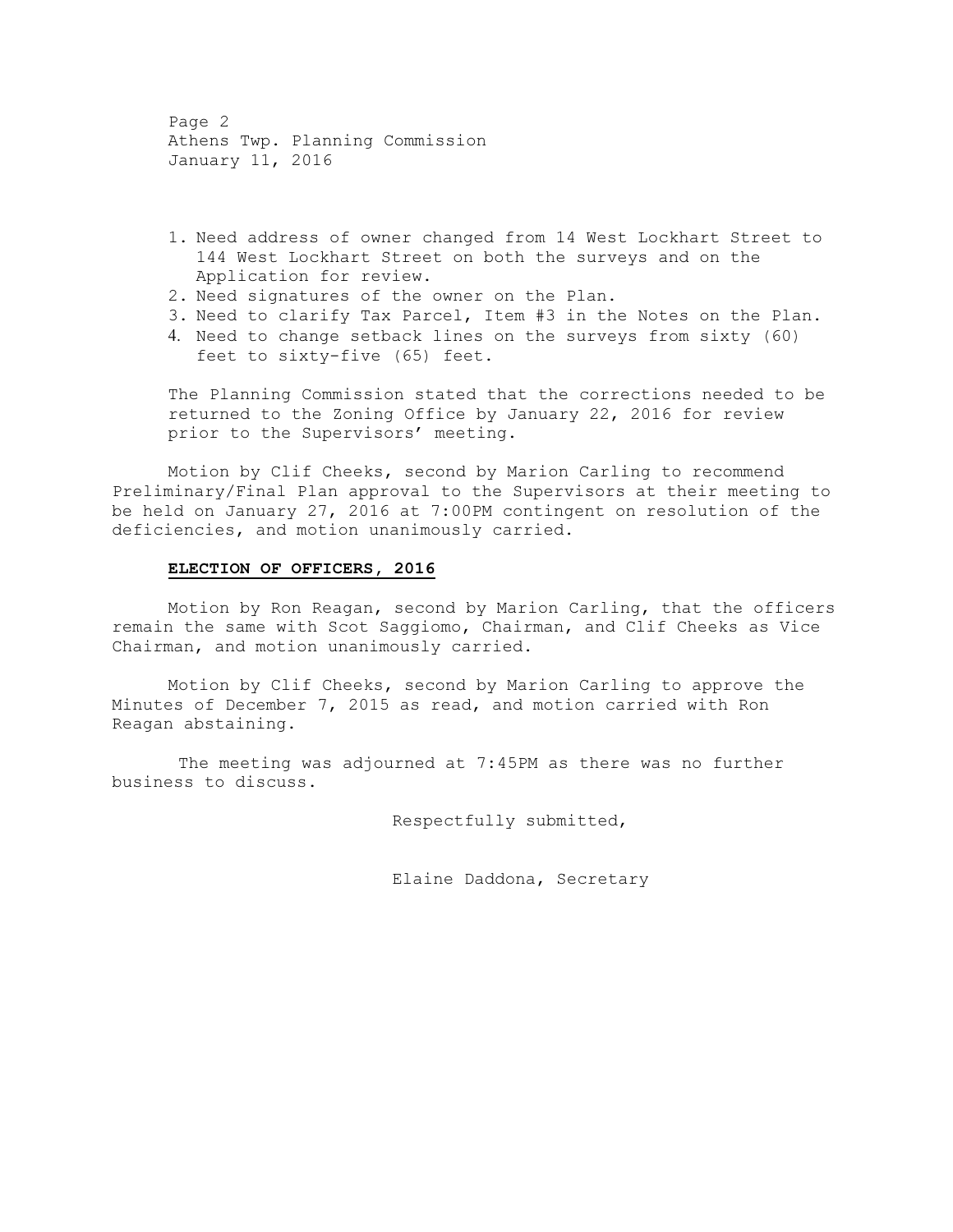1. Need address of owner changed from 14 West Lockhart Street to 144 West Lockhart Street on both the surveys and on the Application for review.
2. Need signatures of the owner on the Plan.
3. Need to clarify Tax Parcel, Item #3 in the Notes on the Plan.
4. Need to change setback lines on the surveys from sixty (60) feet to sixty-five (65) feet.

The Planning Commission stated that the corrections needed to be returned to the Zoning Office by January 22, 2016 for review prior to the Supervisors' meeting.

Motion by Clif Cheeks, second by Marion Carling to recommend Preliminary/Final Plan approval to the Supervisors at their meeting to be held on January 27, 2016 at 7:00PM contingent on resolution of the deficiencies, and motion unanimously carried.

**ELECTION OF OFFICERS, 2016**

Motion by Ron Reagan, second by Marion Carling, that the officers remain the same with Scot Saggiomo, Chairman, and Clif Cheeks as Vice Chairman, and motion unanimously carried.

Motion by Clif Cheeks, second by Marion Carling to approve the Minutes of December 7, 2015 as read, and motion carried with Ron Reagan abstaining.

The meeting was adjourned at 7:45PM as there was no further business to discuss.

Respectfully submitted,

Elaine Daddona, Secretary